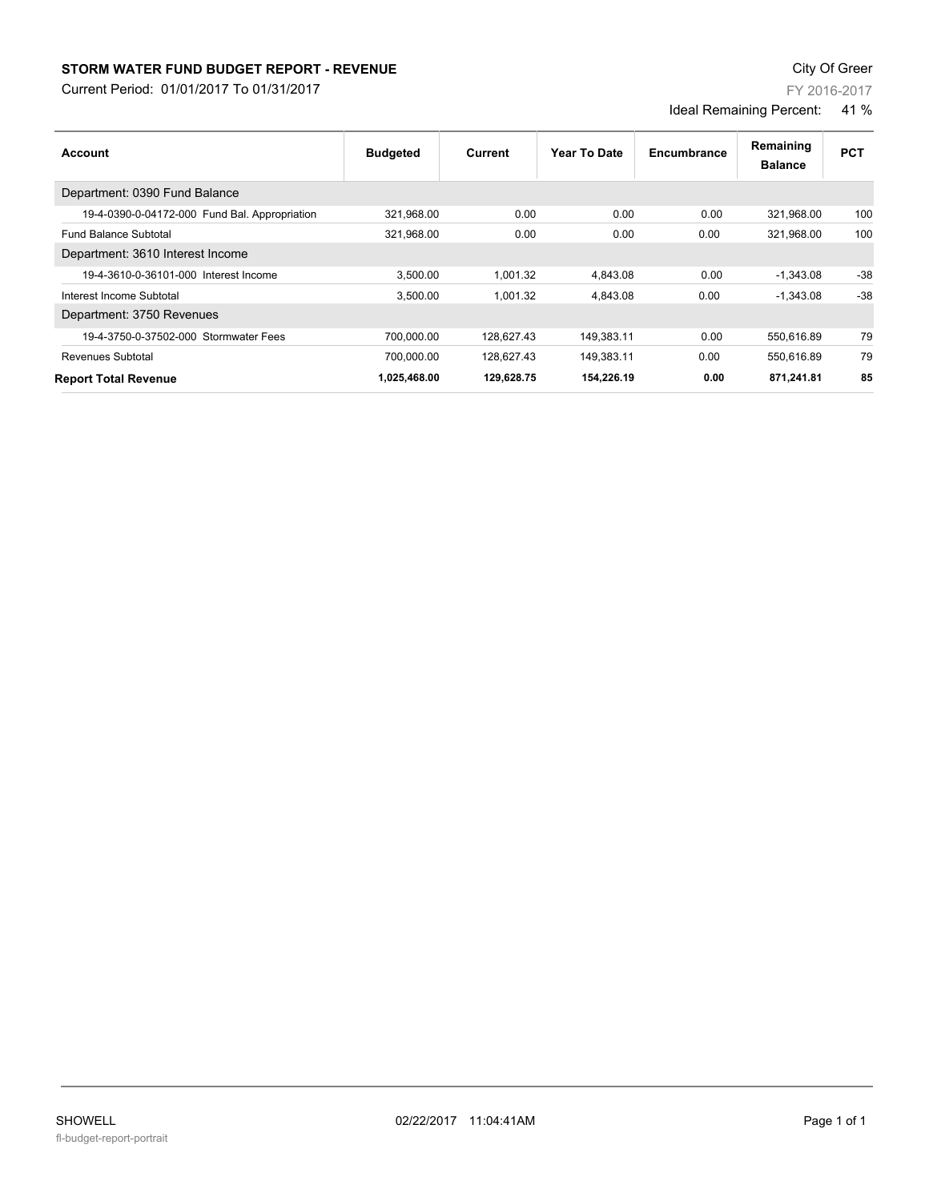# STORM WATER FUND BUDGET REPORT - REVENUE

Current Period: 01/01/2017 To 01/31/2017

City Of Greer

FY 2016-2017

Ideal Remaining Percent: 41 %

| Account | Budgeted | Current | Year To Date | Encumbrance | Remaining Balance | PCT |
|---|---|---|---|---|---|---|
| Department: 0390 Fund Balance | | | | | | |
| 19-4-0390-0-04172-000 Fund Bal. Appropriation | 321,968.00 | 0.00 | 0.00 | 0.00 | 321,968.00 | 100 |
| Fund Balance Subtotal | 321,968.00 | 0.00 | 0.00 | 0.00 | 321,968.00 | 100 |
| Department: 3610 Interest Income | | | | | | |
| 19-4-3610-0-36101-000 Interest Income | 3,500.00 | 1,001.32 | 4,843.08 | 0.00 | -1,343.08 | -38 |
| Interest Income Subtotal | 3,500.00 | 1,001.32 | 4,843.08 | 0.00 | -1,343.08 | -38 |
| Department: 3750 Revenues | | | | | | |
| 19-4-3750-0-37502-000 Stormwater Fees | 700,000.00 | 128,627.43 | 149,383.11 | 0.00 | 550,616.89 | 79 |
| Revenues Subtotal | 700,000.00 | 128,627.43 | 149,383.11 | 0.00 | 550,616.89 | 79 |
| **Report Total Revenue** | **1,025,468.00** | **129,628.75** | **154,226.19** | **0.00** | **871,241.81** | **85** |

SHOWELL 02/22/2017 11:04:41AM

fl-budget-report-portrait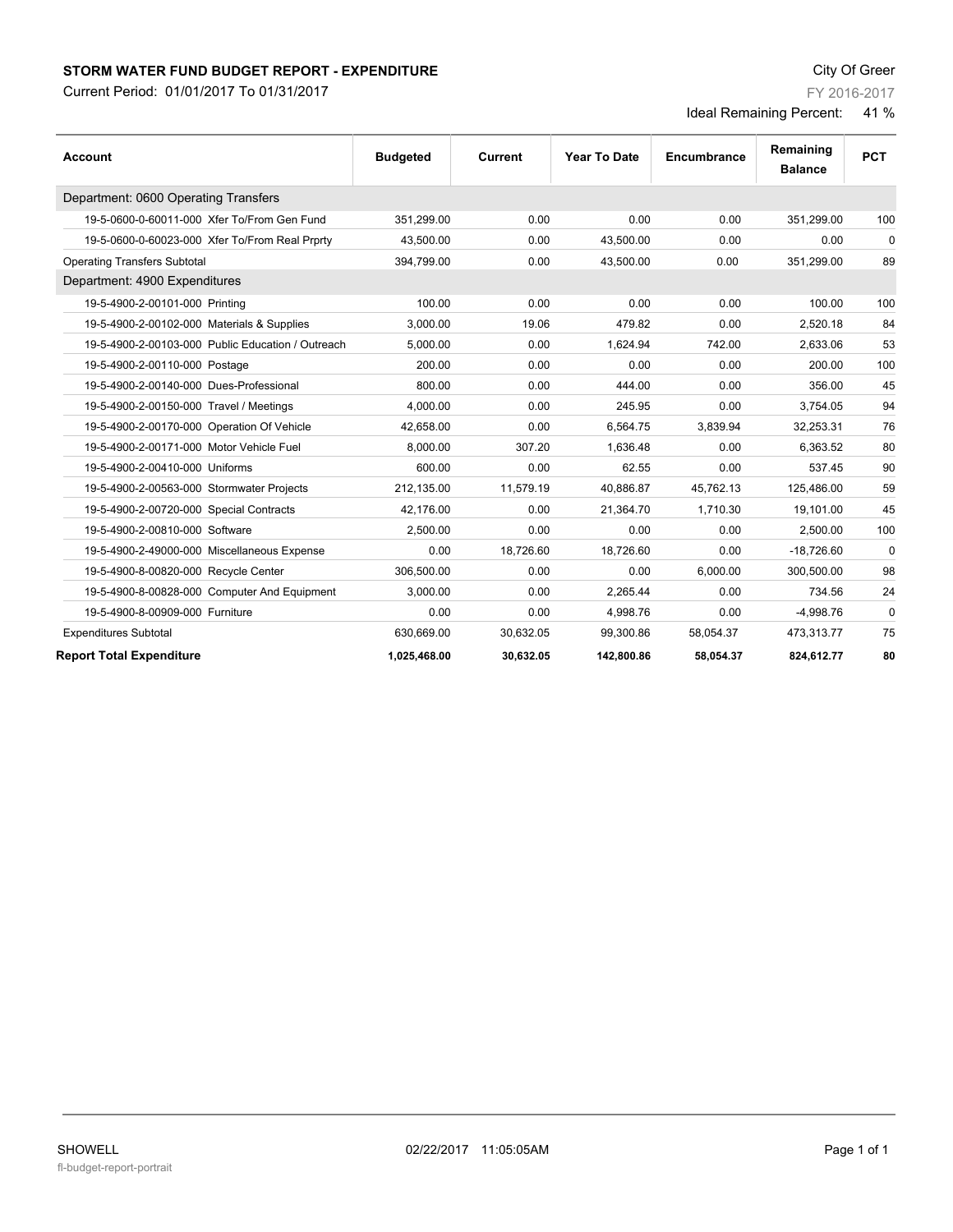# STORM WATER FUND BUDGET REPORT - EXPENDITURE

City Of Greer

Current Period: 01/01/2017 To 01/31/2017

FY 2016-2017

Ideal Remaining Percent: 41 %

| Account | Budgeted | Current | Year To Date | Encumbrance | Remaining Balance | PCT |
|---|---|---|---|---|---|---|
| Department: 0600 Operating Transfers | | | | | | |
| 19-5-0600-0-60011-000 Xfer To/From Gen Fund | 351,299.00 | 0.00 | 0.00 | 0.00 | 351,299.00 | 100 |
| 19-5-0600-0-60023-000 Xfer To/From Real Prprty | 43,500.00 | 0.00 | 43,500.00 | 0.00 | 0.00 | 0 |
| Operating Transfers Subtotal | 394,799.00 | 0.00 | 43,500.00 | 0.00 | 351,299.00 | 89 |
| Department: 4900 Expenditures | | | | | | |
| 19-5-4900-2-00101-000 Printing | 100.00 | 0.00 | 0.00 | 0.00 | 100.00 | 100 |
| 19-5-4900-2-00102-000 Materials & Supplies | 3,000.00 | 19.06 | 479.82 | 0.00 | 2,520.18 | 84 |
| 19-5-4900-2-00103-000 Public Education / Outreach | 5,000.00 | 0.00 | 1,624.94 | 742.00 | 2,633.06 | 53 |
| 19-5-4900-2-00110-000 Postage | 200.00 | 0.00 | 0.00 | 0.00 | 200.00 | 100 |
| 19-5-4900-2-00140-000 Dues-Professional | 800.00 | 0.00 | 444.00 | 0.00 | 356.00 | 45 |
| 19-5-4900-2-00150-000 Travel / Meetings | 4,000.00 | 0.00 | 245.95 | 0.00 | 3,754.05 | 94 |
| 19-5-4900-2-00170-000 Operation Of Vehicle | 42,658.00 | 0.00 | 6,564.75 | 3,839.94 | 32,253.31 | 76 |
| 19-5-4900-2-00171-000 Motor Vehicle Fuel | 8,000.00 | 307.20 | 1,636.48 | 0.00 | 6,363.52 | 80 |
| 19-5-4900-2-00410-000 Uniforms | 600.00 | 0.00 | 62.55 | 0.00 | 537.45 | 90 |
| 19-5-4900-2-00563-000 Stormwater Projects | 212,135.00 | 11,579.19 | 40,886.87 | 45,762.13 | 125,486.00 | 59 |
| 19-5-4900-2-00720-000 Special Contracts | 42,176.00 | 0.00 | 21,364.70 | 1,710.30 | 19,101.00 | 45 |
| 19-5-4900-2-00810-000 Software | 2,500.00 | 0.00 | 0.00 | 0.00 | 2,500.00 | 100 |
| 19-5-4900-2-49000-000 Miscellaneous Expense | 0.00 | 18,726.60 | 18,726.60 | 0.00 | -18,726.60 | 0 |
| 19-5-4900-8-00820-000 Recycle Center | 306,500.00 | 0.00 | 0.00 | 6,000.00 | 300,500.00 | 98 |
| 19-5-4900-8-00828-000 Computer And Equipment | 3,000.00 | 0.00 | 2,265.44 | 0.00 | 734.56 | 24 |
| 19-5-4900-8-00909-000 Furniture | 0.00 | 0.00 | 4,998.76 | 0.00 | -4,998.76 | 0 |
| Expenditures Subtotal | 630,669.00 | 30,632.05 | 99,300.86 | 58,054.37 | 473,313.77 | 75 |
| **Report Total Expenditure** | **1,025,468.00** | **30,632.05** | **142,800.86** | **58,054.37** | **824,612.77** | **80** |

SHOWELL 02/22/2017 11:05:05AM

fl-budget-report-portrait